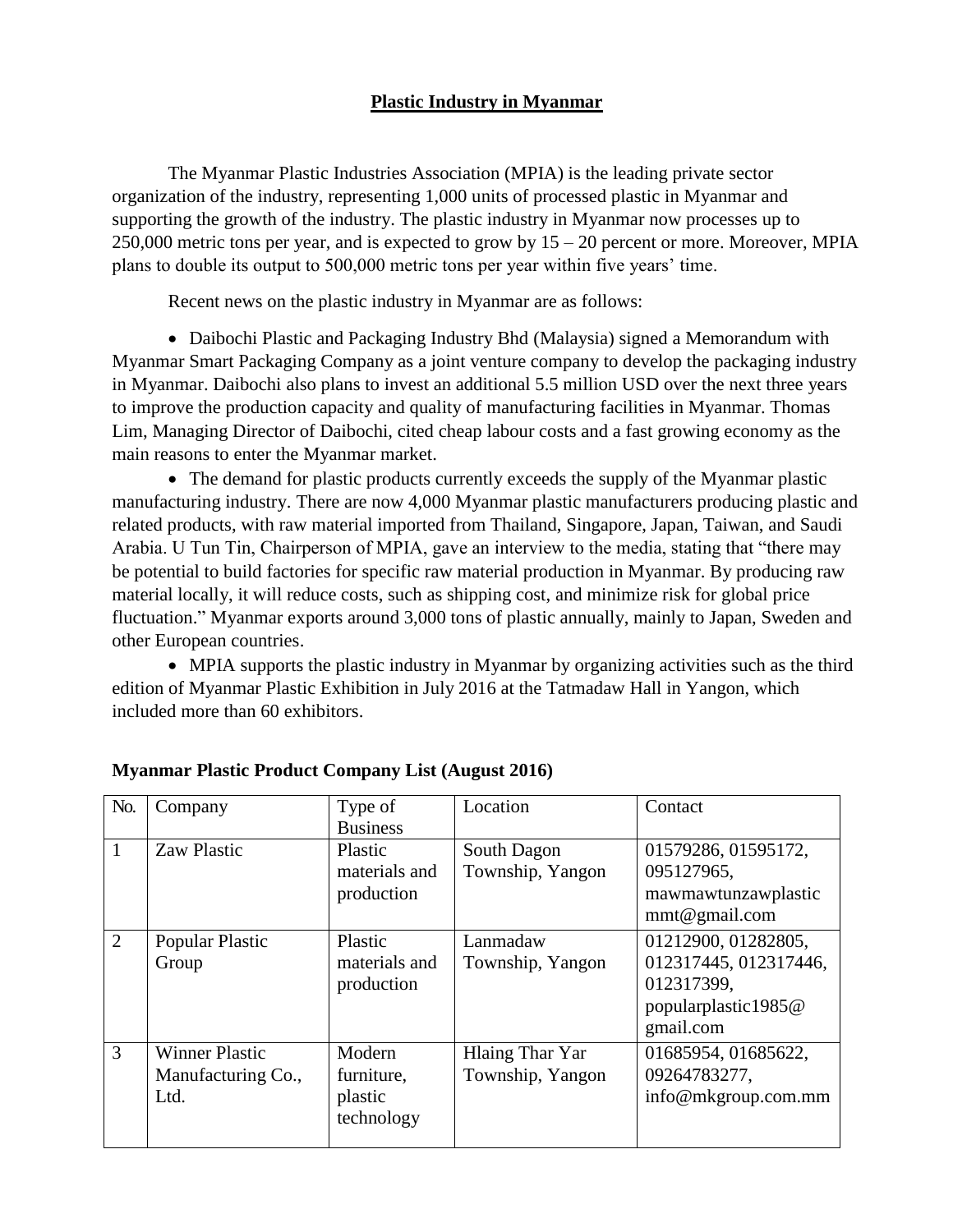# Plastic Industry in Myanmar

The Myanmar Plastic Industries Association (MPIA) is the leading private sector organization of the industry, representing 1,000 units of processed plastic in Myanmar and supporting the growth of the industry. The plastic industry in Myanmar now processes up to 250,000 metric tons per year, and is expected to grow by 15 – 20 percent or more. Moreover, MPIA plans to double its output to 500,000 metric tons per year within five years' time.

Recent news on the plastic industry in Myanmar are as follows:

- Daibochi Plastic and Packaging Industry Bhd (Malaysia) signed a Memorandum with Myanmar Smart Packaging Company as a joint venture company to develop the packaging industry in Myanmar. Daibochi also plans to invest an additional 5.5 million USD over the next three years to improve the production capacity and quality of manufacturing facilities in Myanmar. Thomas Lim, Managing Director of Daibochi, cited cheap labour costs and a fast growing economy as the main reasons to enter the Myanmar market.
- The demand for plastic products currently exceeds the supply of the Myanmar plastic manufacturing industry. There are now 4,000 Myanmar plastic manufacturers producing plastic and related products, with raw material imported from Thailand, Singapore, Japan, Taiwan, and Saudi Arabia. U Tun Tin, Chairperson of MPIA, gave an interview to the media, stating that "there may be potential to build factories for specific raw material production in Myanmar. By producing raw material locally, it will reduce costs, such as shipping cost, and minimize risk for global price fluctuation." Myanmar exports around 3,000 tons of plastic annually, mainly to Japan, Sweden and other European countries.
- MPIA supports the plastic industry in Myanmar by organizing activities such as the third edition of Myanmar Plastic Exhibition in July 2016 at the Tatmadaw Hall in Yangon, which included more than 60 exhibitors.

**Myanmar Plastic Product Company List (August 2016)**

| No. | Company | Type of Business | Location | Contact |
|---|---|---|---|---|
| 1 | Zaw Plastic | Plastic materials and production | South Dagon Township, Yangon | 01579286, 01595172, 095127965, mawmawtunzawplasticmmt@gmail.com |
| 2 | Popular Plastic Group | Plastic materials and production | Lanmadaw Township, Yangon | 01212900, 01282805, 012317445, 012317446, 012317399, popularplastic1985@gmail.com |
| 3 | Winner Plastic Manufacturing Co., Ltd. | Modern furniture, plastic technology | Hlaing Thar Yar Township, Yangon | 01685954, 01685622, 09264783277, info@mkgroup.com.mm |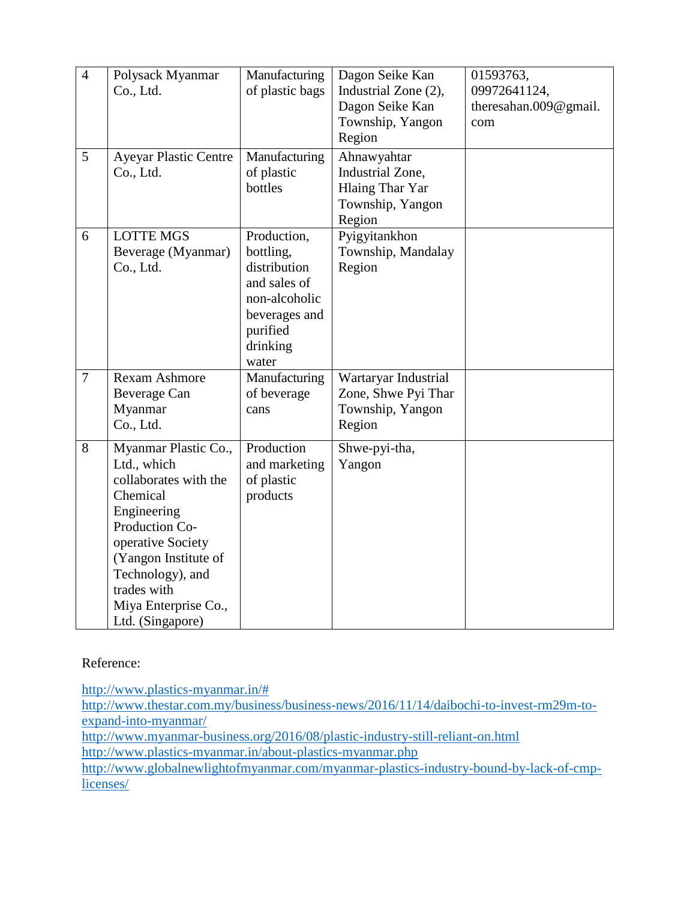| | | | | |
|---|---|---|---|---|
| 4 | Polysack Myanmar Co., Ltd. | Manufacturing of plastic bags | Dagon Seike Kan Industrial Zone (2), Dagon Seike Kan Township, Yangon Region | 01593763, 09972641124, theresahan.009@gmail.com |
| 5 | Ayeyar Plastic Centre Co., Ltd. | Manufacturing of plastic bottles | Ahnawyahtar Industrial Zone, Hlaing Thar Yar Township, Yangon Region | |
| 6 | LOTTE MGS Beverage (Myanmar) Co., Ltd. | Production, bottling, distribution and sales of non-alcoholic beverages and purified drinking water | Pyigyitankhon Township, Mandalay Region | |
| 7 | Rexam Ashmore Beverage Can Myanmar Co., Ltd. | Manufacturing of beverage cans | Wartaryar Industrial Zone, Shwe Pyi Thar Township, Yangon Region | |
| 8 | Myanmar Plastic Co., Ltd., which collaborates with the Chemical Engineering Production Co-operative Society (Yangon Institute of Technology), and trades with Miya Enterprise Co., Ltd. (Singapore) | Production and marketing of plastic products | Shwe-pyi-tha, Yangon | |

Reference:

http://www.plastics-myanmar.in/#
http://www.thestar.com.my/business/business-news/2016/11/14/daibochi-to-invest-rm29m-to-expand-into-myanmar/
http://www.myanmar-business.org/2016/08/plastic-industry-still-reliant-on.html
http://www.plastics-myanmar.in/about-plastics-myanmar.php
http://www.globalnewlightofmyanmar.com/myanmar-plastics-industry-bound-by-lack-of-cmp-licenses/